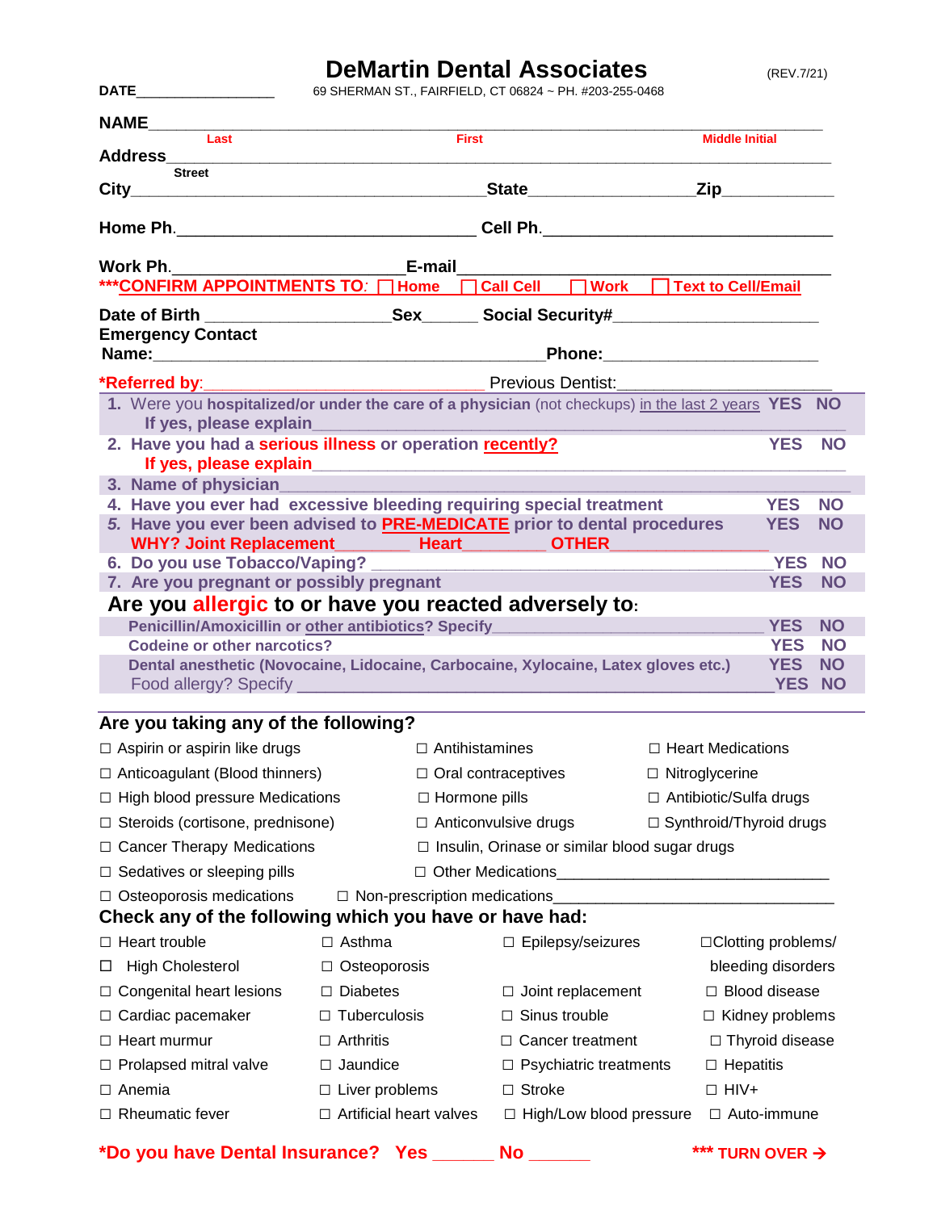# DeMartin Dental Associates

(REV.7/21)

DATE________________ 69 SHERMAN ST., FAIRFIELD, CT 06824 ~ PH. #203-255-0468

**NAME**______________________________________________________________________
Last First Middle Initial

**Address**____________________________________________________________________
Street

**City**______________________________ **State**________________ **Zip**____________

**Home Ph.**______________________________ **Cell Ph.**______________________________

**Work Ph.**________________________ **E-mail**______________________________

*****CONFIRM APPOINTMENTS TO:** ☐ Home ☐ Call Cell ☐ Work ☐ Text to Cell/Email

**Date of Birth** ____________________ **Sex**______ **Social Security#**____________________

**Emergency Contact**
**Name:**________________________________________ **Phone:**______________________

***Referred by**:______________________________ Previous Dentist:____________________

1. Were you **hospitalized/or under the care of a physician** (not checkups) in the last 2 years **YES NO**
   **If yes, please explain**________________________________________________
2. **Have you had a serious illness or operation recently? YES NO**
   **If yes, please explain**________________________________________________
3. **Name of physician**____________________________________________________
4. **Have you ever had excessive bleeding requiring special treatment YES NO**
5. **Have you ever been advised to PRE-MEDICATE prior to dental procedures YES NO**
   **WHY? Joint Replacement________ Heart_________ OTHER________________**
6. **Do you use Tobacco/Vaping?**____________________________________ **YES NO**
7. **Are you pregnant or possibly pregnant YES NO**

## Are you allergic to or have you reacted adversely to:

**Penicillin/Amoxicillin or other antibiotics? Specify**__________________________ **YES NO**
**Codeine or other narcotics? YES NO**
**Dental anesthetic (Novocaine, Lidocaine, Carbocaine, Xylocaine, Latex gloves etc.) YES NO**
Food allergy? Specify ______________________________________________ **YES NO**

## Are you taking any of the following?

☐ Aspirin or aspirin like drugs
☐ Anticoagulant (Blood thinners)
☐ High blood pressure Medications
☐ Steroids (cortisone, prednisone)
☐ Cancer Therapy Medications
☐ Sedatives or sleeping pills
☐ Osteoporosis medications
☐ Antihistamines
☐ Oral contraceptives
☐ Hormone pills
☐ Anticonvulsive drugs
☐ Insulin, Orinase or similar blood sugar drugs
☐ Other Medications________________________________
☐ Non-prescription medications________________________________
☐ Heart Medications
☐ Nitroglycerine
☐ Antibiotic/Sulfa drugs
☐ Synthroid/Thyroid drugs

## Check any of the following which you have or have had:

☐ Heart trouble
☐ High Cholesterol
☐ Congenital heart lesions
☐ Cardiac pacemaker
☐ Heart murmur
☐ Prolapsed mitral valve
☐ Anemia
☐ Rheumatic fever
☐ Asthma
☐ Osteoporosis
☐ Diabetes
☐ Tuberculosis
☐ Arthritis
☐ Jaundice
☐ Liver problems
☐ Artificial heart valves
☐ Epilepsy/seizures
☐ Joint replacement
☐ Sinus trouble
☐ Cancer treatment
☐ Psychiatric treatments
☐ Stroke
☐ High/Low blood pressure
☐ Clotting problems/ bleeding disorders
☐ Blood disease
☐ Kidney problems
☐ Thyroid disease
☐ Hepatitis
☐ HIV+
☐ Auto-immune

***Do you have Dental Insurance? Yes ______ No ______**

***** TURN OVER →**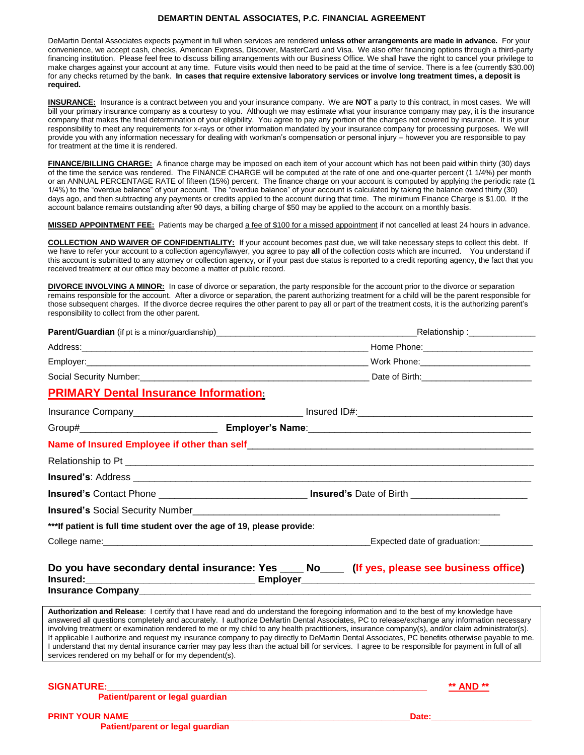# DEMARTIN DENTAL ASSOCIATES, P.C. FINANCIAL AGREEMENT

DeMartin Dental Associates expects payment in full when services are rendered **unless other arrangements are made in advance.** For your convenience, we accept cash, checks, American Express, Discover, MasterCard and Visa. We also offer financing options through a third-party financing institution. Please feel free to discuss billing arrangements with our Business Office. We shall have the right to cancel your privilege to make charges against your account at any time. Future visits would then need to be paid at the time of service. There is a fee (currently $30.00) for any checks returned by the bank. **In cases that require extensive laboratory services or involve long treatment times, a deposit is required.**

**INSURANCE:** Insurance is a contract between you and your insurance company. We are **NOT** a party to this contract, in most cases. We will bill your primary insurance company as a courtesy to you. Although we may estimate what your insurance company may pay, it is the insurance company that makes the final determination of your eligibility. You agree to pay any portion of the charges not covered by insurance. It is your responsibility to meet any requirements for x-rays or other information mandated by your insurance company for processing purposes. We will provide you with any information necessary for dealing with workman's compensation or personal injury – however you are responsible to pay for treatment at the time it is rendered.

**FINANCE/BILLING CHARGE:** A finance charge may be imposed on each item of your account which has not been paid within thirty (30) days of the time the service was rendered. The FINANCE CHARGE will be computed at the rate of one and one-quarter percent (1 1/4%) per month or an ANNUAL PERCENTAGE RATE of fifteen (15%) percent. The finance charge on your account is computed by applying the periodic rate (1 1/4%) to the "overdue balance" of your account. The "overdue balance" of your account is calculated by taking the balance owed thirty (30) days ago, and then subtracting any payments or credits applied to the account during that time. The minimum Finance Charge is $1.00. If the account balance remains outstanding after 90 days, a billing charge of $50 may be applied to the account on a monthly basis.

**MISSED APPOINTMENT FEE:** Patients may be charged a fee of $100 for a missed appointment if not cancelled at least 24 hours in advance.

**COLLECTION AND WAIVER OF CONFIDENTIALITY:** If your account becomes past due, we will take necessary steps to collect this debt. If we have to refer your account to a collection agency/lawyer, you agree to pay **all** of the collection costs which are incurred. You understand if this account is submitted to any attorney or collection agency, or if your past due status is reported to a credit reporting agency, the fact that you received treatment at our office may become a matter of public record.

**DIVORCE INVOLVING A MINOR:** In case of divorce or separation, the party responsible for the account prior to the divorce or separation remains responsible for the account. After a divorce or separation, the parent authorizing treatment for a child will be the parent responsible for those subsequent charges. If the divorce decree requires the other parent to pay all or part of the treatment costs, it is the authorizing parent's responsibility to collect from the other parent.

**Parent/Guardian** (if pt is a minor/guardianship)__________________________________________Relationship :______________

Address:_____________________________________________________________ Home Phone:______________________

Employer:____________________________________________________________ Work Phone:______________________

Social Security Number:_______________________________________________ Date of Birth:______________________

## PRIMARY Dental Insurance Information:

Insurance Company_________________________________ Insured ID#:_________________________________

Group#__________________________ **Employer's Name**:__________________________________________

**Name of Insured Employee if other than self**_____________________________________________________

Relationship to Pt _________________________________________________________________________

**Insured's**: Address ______________________________________________________________________

**Insured's** Contact Phone ____________________________ **Insured's** Date of Birth _____________________

**Insured's** Social Security Number__________________________________________________________

**\*\*\*If patient is full time student over the age of 19, please provide**:

College name:____________________________________________________Expected date of graduation:__________

**Do you have secondary dental insurance: Yes ____ No____ (If yes, please see business office)**
**Insured:_______________________________ Employer___________________________________________**
**Insurance Company______________________________________________________________________**

**Authorization and Release**: I certify that I have read and do understand the foregoing information and to the best of my knowledge have answered all questions completely and accurately. I authorize DeMartin Dental Associates, PC to release/exchange any information necessary involving treatment or examination rendered to me or my child to any health practitioners, insurance company(s), and/or claim administrator(s). If applicable I authorize and request my insurance company to pay directly to DeMartin Dental Associates, PC benefits otherwise payable to me. I understand that my dental insurance carrier may pay less than the actual bill for services. I agree to be responsible for payment in full of all services rendered on my behalf or for my dependent(s).

**SIGNATURE:**_______________________________________________________________ **\*\* AND \*\***
**Patient/parent or legal guardian**

**PRINT YOUR NAME**_________________________________________________________**Date:**____________________
**Patient/parent or legal guardian**